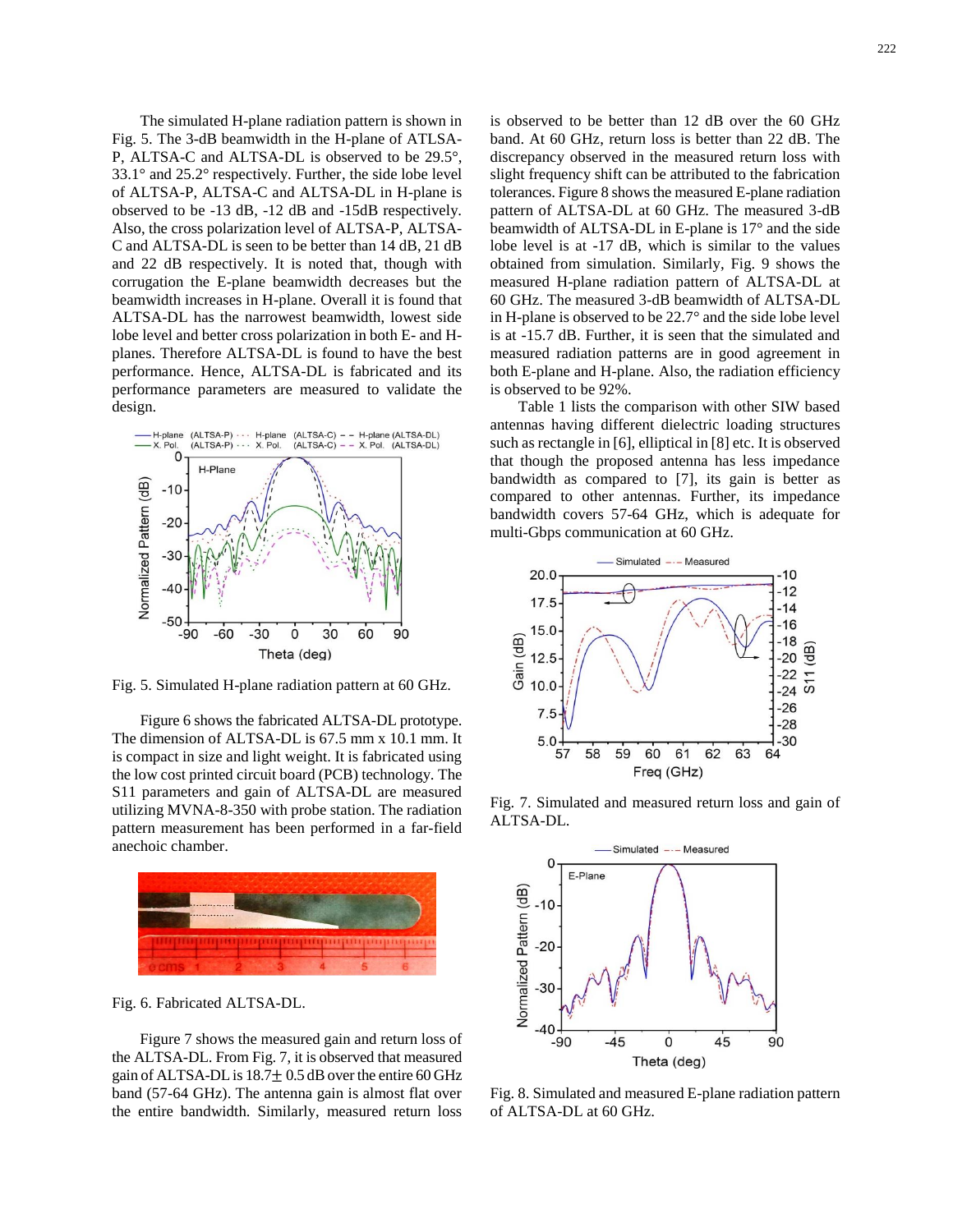The simulated H-plane radiation pattern is shown in Fig. 5. The 3-dB beamwidth in the H-plane of ATLSA-P, ALTSA-C and ALTSA-DL is observed to be 29.5°, 33.1° and 25.2° respectively. Further, the side lobe level of ALTSA-P, ALTSA-C and ALTSA-DL in H-plane is observed to be -13 dB, -12 dB and -15dB respectively. Also, the cross polarization level of ALTSA-P, ALTSA-C and ALTSA-DL is seen to be better than 14 dB, 21 dB and 22 dB respectively. It is noted that, though with corrugation the E-plane beamwidth decreases but the beamwidth increases in H-plane. Overall it is found that ALTSA-DL has the narrowest beamwidth, lowest side lobe level and better cross polarization in both E- and H-planes. Therefore ALTSA-DL is found to have the best performance. Hence, ALTSA-DL is fabricated and its performance parameters are measured to validate the design.

Fig. 5. Simulated H-plane radiation pattern at 60 GHz.

Figure 6 shows the fabricated ALTSA-DL prototype. The dimension of ALTSA-DL is 67.5 mm x 10.1 mm. It is compact in size and light weight. It is fabricated using the low cost printed circuit board (PCB) technology. The S11 parameters and gain of ALTSA-DL are measured utilizing MVNA-8-350 with probe station. The radiation pattern measurement has been performed in a far-field anechoic chamber.

Fig. 6. Fabricated ALTSA-DL.

Figure 7 shows the measured gain and return loss of the ALTSA-DL. From Fig. 7, it is observed that measured gain of ALTSA-DL is 18.7± 0.5 dB over the entire 60 GHz band (57-64 GHz). The antenna gain is almost flat over the entire bandwidth. Similarly, measured return loss is observed to be better than 12 dB over the 60 GHz band. At 60 GHz, return loss is better than 22 dB. The discrepancy observed in the measured return loss with slight frequency shift can be attributed to the fabrication tolerances. Figure 8 shows the measured E-plane radiation pattern of ALTSA-DL at 60 GHz. The measured 3-dB beamwidth of ALTSA-DL in E-plane is 17° and the side lobe level is at -17 dB, which is similar to the values obtained from simulation. Similarly, Fig. 9 shows the measured H-plane radiation pattern of ALTSA-DL at 60 GHz. The measured 3-dB beamwidth of ALTSA-DL in H-plane is observed to be 22.7° and the side lobe level is at -15.7 dB. Further, it is seen that the simulated and measured radiation patterns are in good agreement in both E-plane and H-plane. Also, the radiation efficiency is observed to be 92%.

Table 1 lists the comparison with other SIW based antennas having different dielectric loading structures such as rectangle in [6], elliptical in [8] etc. It is observed that though the proposed antenna has less impedance bandwidth as compared to [7], its gain is better as compared to other antennas. Further, its impedance bandwidth covers 57-64 GHz, which is adequate for multi-Gbps communication at 60 GHz.

Fig. 7. Simulated and measured return loss and gain of ALTSA-DL.

Fig. 8. Simulated and measured E-plane radiation pattern of ALTSA-DL at 60 GHz.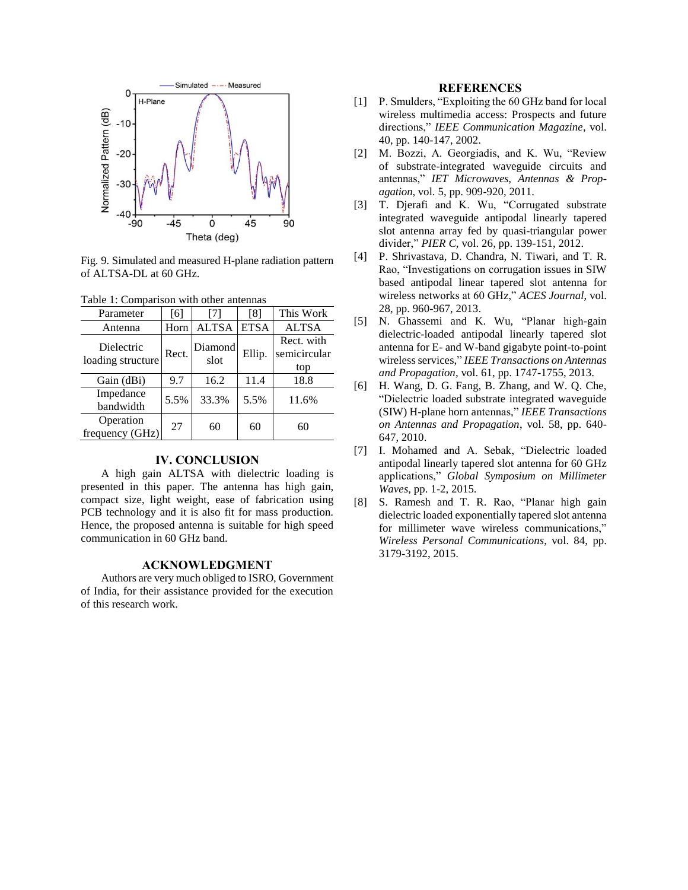Simulated Measured

H-Plane

Normalized Pattern (dB)

0
-10
-20
-30
-40

-90 -45 0 45 90

Theta (deg)

Fig. 9. Simulated and measured H-plane radiation pattern of ALTSA-DL at 60 GHz.

Table 1: Comparison with other antennas

| Parameter | [6] | [7] | [8] | This Work |
|---|---|---|---|---|
| Antenna | Horn | ALTSA | ETSA | ALTSA |
| Dielectric loading structure | Rect. | Diamond slot | Ellip. | Rect. with semicircular top |
| Gain (dBi) | 9.7 | 16.2 | 11.4 | 18.8 |
| Impedance bandwidth | 5.5% | 33.3% | 5.5% | 11.6% |
| Operation frequency (GHz) | 27 | 60 | 60 | 60 |

## IV. CONCLUSION

A high gain ALTSA with dielectric loading is presented in this paper. The antenna has high gain, compact size, light weight, ease of fabrication using PCB technology and it is also fit for mass production. Hence, the proposed antenna is suitable for high speed communication in 60 GHz band.

## ACKNOWLEDGMENT

Authors are very much obliged to ISRO, Government of India, for their assistance provided for the execution of this research work.

## REFERENCES

[1] P. Smulders, "Exploiting the 60 GHz band for local wireless multimedia access: Prospects and future directions," *IEEE Communication Magazine*, vol. 40, pp. 140-147, 2002.

[2] M. Bozzi, A. Georgiadis, and K. Wu, "Review of substrate-integrated waveguide circuits and antennas," *IET Microwaves, Antennas & Propagation*, vol. 5, pp. 909-920, 2011.

[3] T. Djerafi and K. Wu, "Corrugated substrate integrated waveguide antipodal linearly tapered slot antenna array fed by quasi-triangular power divider," *PIER C*, vol. 26, pp. 139-151, 2012.

[4] P. Shrivastava, D. Chandra, N. Tiwari, and T. R. Rao, "Investigations on corrugation issues in SIW based antipodal linear tapered slot antenna for wireless networks at 60 GHz," *ACES Journal*, vol. 28, pp. 960-967, 2013.

[5] N. Ghassemi and K. Wu, "Planar high-gain dielectric-loaded antipodal linearly tapered slot antenna for E- and W-band gigabyte point-to-point wireless services," *IEEE Transactions on Antennas and Propagation*, vol. 61, pp. 1747-1755, 2013.

[6] H. Wang, D. G. Fang, B. Zhang, and W. Q. Che, "Dielectric loaded substrate integrated waveguide (SIW) H-plane horn antennas," *IEEE Transactions on Antennas and Propagation*, vol. 58, pp. 640-647, 2010.

[7] I. Mohamed and A. Sebak, "Dielectric loaded antipodal linearly tapered slot antenna for 60 GHz applications," *Global Symposium on Millimeter Waves*, pp. 1-2, 2015.

[8] S. Ramesh and T. R. Rao, "Planar high gain dielectric loaded exponentially tapered slot antenna for millimeter wave wireless communications," *Wireless Personal Communications*, vol. 84, pp. 3179-3192, 2015.